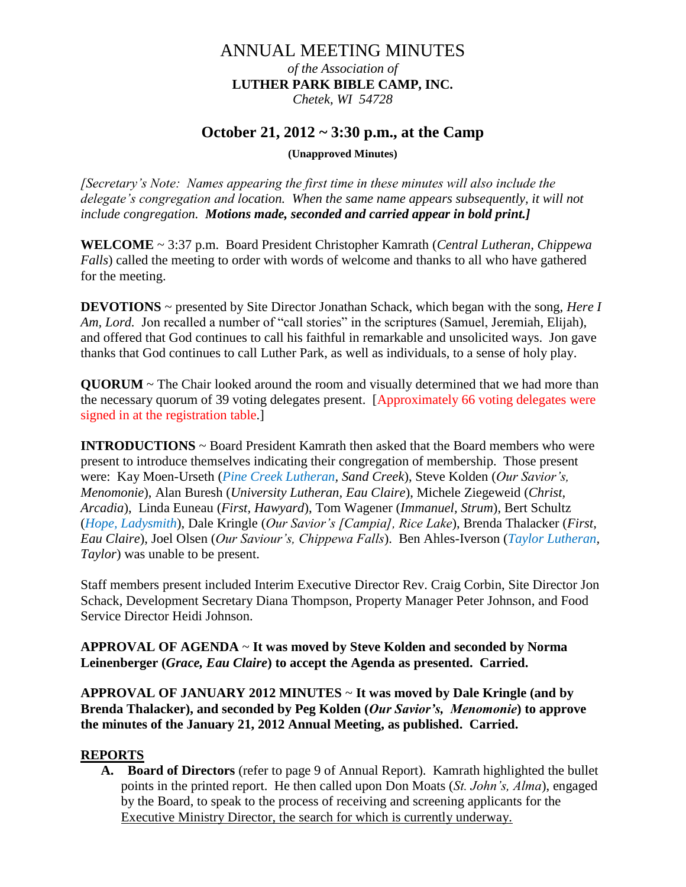# ANNUAL MEETING MINUTES

*of the Association of*

**LUTHER PARK BIBLE CAMP, INC.**

*Chetek, WI 54728*

## October 21, 2012 ~ 3:30 p.m., at the Camp

**(Unapproved Minutes)**

*[Secretary's Note: Names appearing the first time in these minutes will also include the delegate's congregation and location. When the same name appears subsequently, it will not include congregation.* ***Motions made, seconded and carried appear in bold print.]***

**WELCOME** ~ 3:37 p.m. Board President Christopher Kamrath (*Central Lutheran, Chippewa Falls*) called the meeting to order with words of welcome and thanks to all who have gathered for the meeting.

**DEVOTIONS** ~ presented by Site Director Jonathan Schack, which began with the song, *Here I Am, Lord.* Jon recalled a number of "call stories" in the scriptures (Samuel, Jeremiah, Elijah), and offered that God continues to call his faithful in remarkable and unsolicited ways. Jon gave thanks that God continues to call Luther Park, as well as individuals, to a sense of holy play.

**QUORUM** ~ The Chair looked around the room and visually determined that we had more than the necessary quorum of 39 voting delegates present. [Approximately 66 voting delegates were signed in at the registration table.]

**INTRODUCTIONS** ~ Board President Kamrath then asked that the Board members who were present to introduce themselves indicating their congregation of membership. Those present were: Kay Moen-Urseth (*Pine Creek Lutheran, Sand Creek*), Steve Kolden (*Our Savior's, Menomonie*), Alan Buresh (*University Lutheran, Eau Claire*), Michele Ziegeweid (*Christ, Arcadia*), Linda Euneau (*First, Hawyard*), Tom Wagener (*Immanuel, Strum*), Bert Schultz (*Hope, Ladysmith*), Dale Kringle (*Our Savior's [Campia], Rice Lake*), Brenda Thalacker (*First, Eau Claire*), Joel Olsen (*Our Saviour's, Chippewa Falls*). Ben Ahles-Iverson (*Taylor Lutheran, Taylor*) was unable to be present.

Staff members present included Interim Executive Director Rev. Craig Corbin, Site Director Jon Schack, Development Secretary Diana Thompson, Property Manager Peter Johnson, and Food Service Director Heidi Johnson.

**APPROVAL OF AGENDA ~ It was moved by Steve Kolden and seconded by Norma Leinenberger (*Grace, Eau Claire*) to accept the Agenda as presented. Carried.**

**APPROVAL OF JANUARY 2012 MINUTES ~ It was moved by Dale Kringle (and by Brenda Thalacker), and seconded by Peg Kolden (*Our Savior's, Menomonie*) to approve the minutes of the January 21, 2012 Annual Meeting, as published. Carried.**

## REPORTS

A. **Board of Directors** (refer to page 9 of Annual Report). Kamrath highlighted the bullet points in the printed report. He then called upon Don Moats (*St. John's, Alma*), engaged by the Board, to speak to the process of receiving and screening applicants for the Executive Ministry Director, the search for which is currently underway.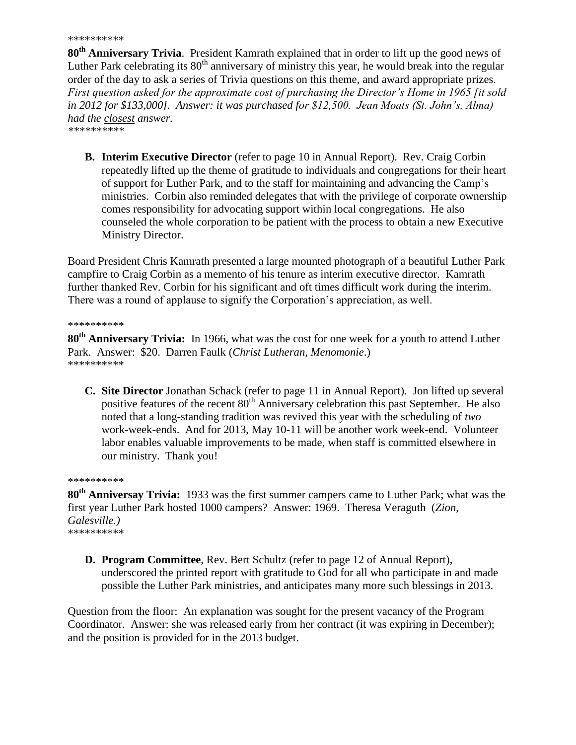**********

**80th Anniversary Trivia**. President Kamrath explained that in order to lift up the good news of Luther Park celebrating its 80th anniversary of ministry this year, he would break into the regular order of the day to ask a series of Trivia questions on this theme, and award appropriate prizes. *First question asked for the approximate cost of purchasing the Director's Home in 1965 [it sold in 2012 for $133,000]. Answer: it was purchased for $12,500. Jean Moats (St. John's, Alma) had the closest answer.*

**********

- **B. Interim Executive Director** (refer to page 10 in Annual Report). Rev. Craig Corbin repeatedly lifted up the theme of gratitude to individuals and congregations for their heart of support for Luther Park, and to the staff for maintaining and advancing the Camp's ministries. Corbin also reminded delegates that with the privilege of corporate ownership comes responsibility for advocating support within local congregations. He also counseled the whole corporation to be patient with the process to obtain a new Executive Ministry Director.

Board President Chris Kamrath presented a large mounted photograph of a beautiful Luther Park campfire to Craig Corbin as a memento of his tenure as interim executive director. Kamrath further thanked Rev. Corbin for his significant and oft times difficult work during the interim. There was a round of applause to signify the Corporation's appreciation, as well.

**********

**80th Anniversary Trivia:** In 1966, what was the cost for one week for a youth to attend Luther Park. Answer: $20. Darren Faulk (*Christ Lutheran, Menomonie*.)

**********

- **C. Site Director** Jonathan Schack (refer to page 11 in Annual Report). Jon lifted up several positive features of the recent 80th Anniversary celebration this past September. He also noted that a long-standing tradition was revived this year with the scheduling of *two* work-week-ends. And for 2013, May 10-11 will be another work week-end. Volunteer labor enables valuable improvements to be made, when staff is committed elsewhere in our ministry. Thank you!

**********

**80th Anniversay Trivia:** 1933 was the first summer campers came to Luther Park; what was the first year Luther Park hosted 1000 campers? Answer: 1969. Theresa Veraguth (*Zion, Galesville.)*

**********

- **D. Program Committee**, Rev. Bert Schultz (refer to page 12 of Annual Report), underscored the printed report with gratitude to God for all who participate in and made possible the Luther Park ministries, and anticipates many more such blessings in 2013.

Question from the floor: An explanation was sought for the present vacancy of the Program Coordinator. Answer: she was released early from her contract (it was expiring in December); and the position is provided for in the 2013 budget.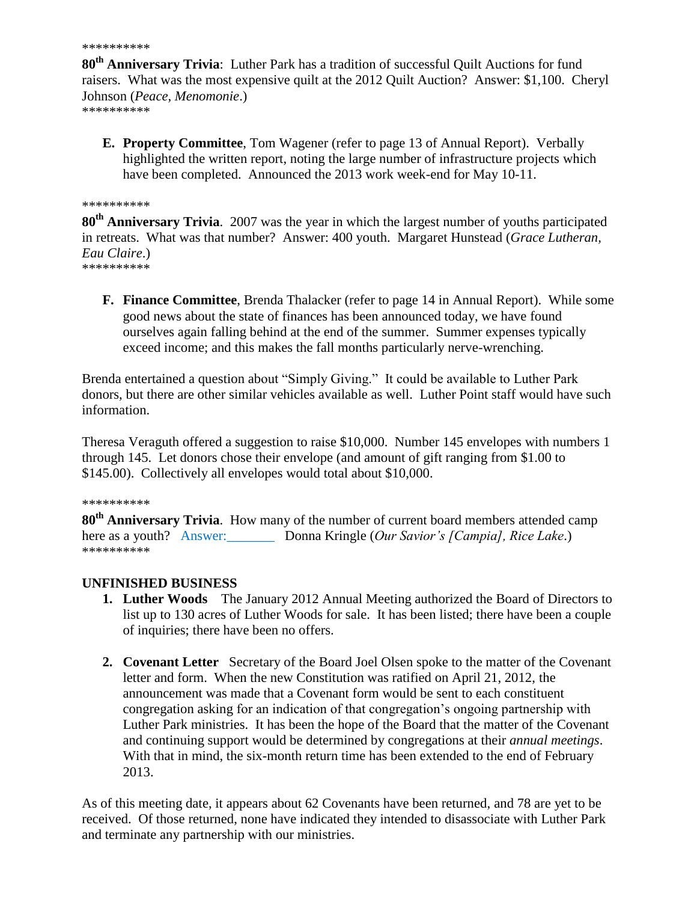\*\*\*\*\*\*\*\*\*\*

**80th Anniversary Trivia**: Luther Park has a tradition of successful Quilt Auctions for fund raisers. What was the most expensive quilt at the 2012 Quilt Auction? Answer: $1,100. Cheryl Johnson (*Peace, Menomonie*.)

\*\*\*\*\*\*\*\*\*\*

E. **Property Committee**, Tom Wagener (refer to page 13 of Annual Report). Verbally highlighted the written report, noting the large number of infrastructure projects which have been completed. Announced the 2013 work week-end for May 10-11.

\*\*\*\*\*\*\*\*\*\*

**80th Anniversary Trivia**. 2007 was the year in which the largest number of youths participated in retreats. What was that number? Answer: 400 youth. Margaret Hunstead (*Grace Lutheran, Eau Claire*.)

\*\*\*\*\*\*\*\*\*\*

F. **Finance Committee**, Brenda Thalacker (refer to page 14 in Annual Report). While some good news about the state of finances has been announced today, we have found ourselves again falling behind at the end of the summer. Summer expenses typically exceed income; and this makes the fall months particularly nerve-wrenching.

Brenda entertained a question about "Simply Giving." It could be available to Luther Park donors, but there are other similar vehicles available as well. Luther Point staff would have such information.

Theresa Veraguth offered a suggestion to raise $10,000. Number 145 envelopes with numbers 1 through 145. Let donors chose their envelope (and amount of gift ranging from $1.00 to $145.00). Collectively all envelopes would total about $10,000.

\*\*\*\*\*\*\*\*\*\*

**80th Anniversary Trivia**. How many of the number of current board members attended camp here as a youth? Answer:_______ Donna Kringle (*Our Savior's [Campia], Rice Lake*.)

\*\*\*\*\*\*\*\*\*\*

## UNFINISHED BUSINESS

1. **Luther Woods** The January 2012 Annual Meeting authorized the Board of Directors to list up to 130 acres of Luther Woods for sale. It has been listed; there have been a couple of inquiries; there have been no offers.

2. **Covenant Letter** Secretary of the Board Joel Olsen spoke to the matter of the Covenant letter and form. When the new Constitution was ratified on April 21, 2012, the announcement was made that a Covenant form would be sent to each constituent congregation asking for an indication of that congregation's ongoing partnership with Luther Park ministries. It has been the hope of the Board that the matter of the Covenant and continuing support would be determined by congregations at their *annual meetings*. With that in mind, the six-month return time has been extended to the end of February 2013.

As of this meeting date, it appears about 62 Covenants have been returned, and 78 are yet to be received. Of those returned, none have indicated they intended to disassociate with Luther Park and terminate any partnership with our ministries.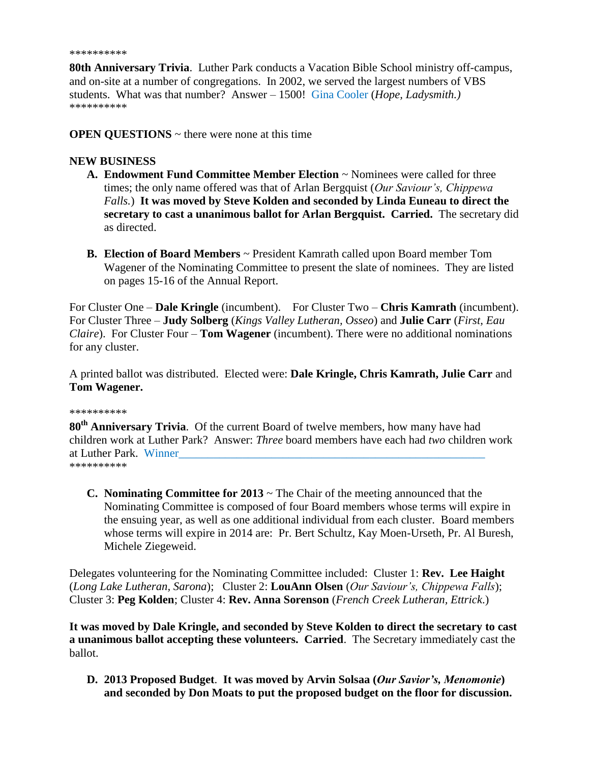**********

**80th Anniversary Trivia**. Luther Park conducts a Vacation Bible School ministry off-campus, and on-site at a number of congregations. In 2002, we served the largest numbers of VBS students. What was that number? Answer – 1500! Gina Cooler (*Hope, Ladysmith.)*

**********

**OPEN QUESTIONS** ~ there were none at this time

**NEW BUSINESS**

A. **Endowment Fund Committee Member Election** ~ Nominees were called for three times; the only name offered was that of Arlan Bergquist (*Our Saviour's, Chippewa Falls.*) **It was moved by Steve Kolden and seconded by Linda Euneau to direct the secretary to cast a unanimous ballot for Arlan Bergquist. Carried.** The secretary did as directed.

B. **Election of Board Members** ~ President Kamrath called upon Board member Tom Wagener of the Nominating Committee to present the slate of nominees. They are listed on pages 15-16 of the Annual Report.

For Cluster One – **Dale Kringle** (incumbent). For Cluster Two – **Chris Kamrath** (incumbent). For Cluster Three – **Judy Solberg** (*Kings Valley Lutheran, Osseo*) and **Julie Carr** (*First, Eau Claire*). For Cluster Four – **Tom Wagener** (incumbent). There were no additional nominations for any cluster.

A printed ballot was distributed. Elected were: **Dale Kringle, Chris Kamrath, Julie Carr** and **Tom Wagener.**

**********

**80th Anniversary Trivia**. Of the current Board of twelve members, how many have had children work at Luther Park? Answer: *Three* board members have each had *two* children work at Luther Park. Winner_______________________________________________________

**********

C. **Nominating Committee for 2013** ~ The Chair of the meeting announced that the Nominating Committee is composed of four Board members whose terms will expire in the ensuing year, as well as one additional individual from each cluster. Board members whose terms will expire in 2014 are: Pr. Bert Schultz, Kay Moen-Urseth, Pr. Al Buresh, Michele Ziegeweid.

Delegates volunteering for the Nominating Committee included: Cluster 1: **Rev. Lee Haight** (*Long Lake Lutheran, Sarona*); Cluster 2: **LouAnn Olsen** (*Our Saviour's, Chippewa Falls*); Cluster 3: **Peg Kolden**; Cluster 4: **Rev. Anna Sorenson** (*French Creek Lutheran, Ettrick*.)

**It was moved by Dale Kringle, and seconded by Steve Kolden to direct the secretary to cast a unanimous ballot accepting these volunteers. Carried**. The Secretary immediately cast the ballot.

D. **2013 Proposed Budget**. **It was moved by Arvin Solsaa (*Our Savior's, Menomonie*) and seconded by Don Moats to put the proposed budget on the floor for discussion.**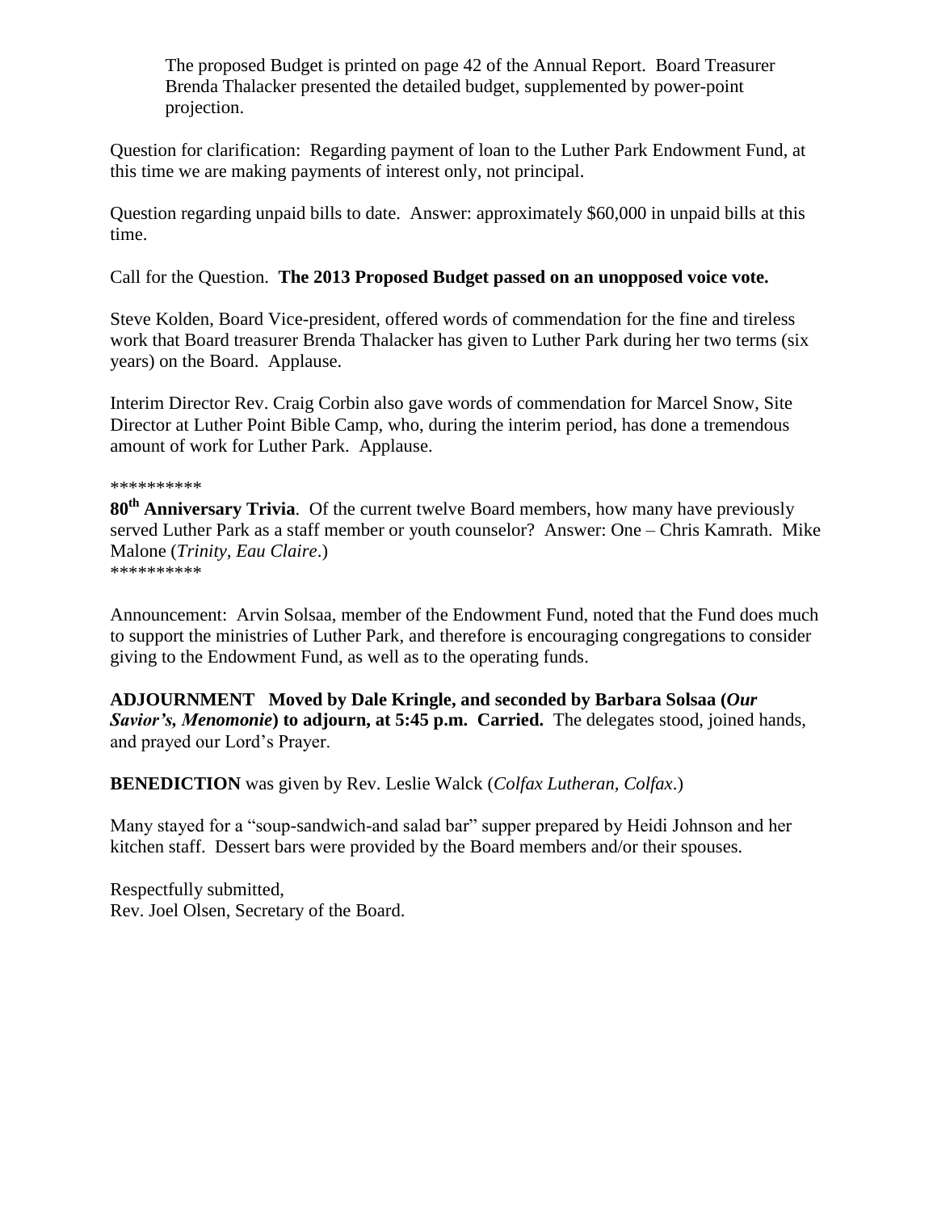The proposed Budget is printed on page 42 of the Annual Report. Board Treasurer Brenda Thalacker presented the detailed budget, supplemented by power-point projection.

Question for clarification: Regarding payment of loan to the Luther Park Endowment Fund, at this time we are making payments of interest only, not principal.

Question regarding unpaid bills to date. Answer: approximately $60,000 in unpaid bills at this time.

Call for the Question. **The 2013 Proposed Budget passed on an unopposed voice vote.**

Steve Kolden, Board Vice-president, offered words of commendation for the fine and tireless work that Board treasurer Brenda Thalacker has given to Luther Park during her two terms (six years) on the Board. Applause.

Interim Director Rev. Craig Corbin also gave words of commendation for Marcel Snow, Site Director at Luther Point Bible Camp, who, during the interim period, has done a tremendous amount of work for Luther Park. Applause.

**********

**80th Anniversary Trivia**. Of the current twelve Board members, how many have previously served Luther Park as a staff member or youth counselor? Answer: One – Chris Kamrath. Mike Malone (*Trinity, Eau Claire*.)

**********

Announcement: Arvin Solsaa, member of the Endowment Fund, noted that the Fund does much to support the ministries of Luther Park, and therefore is encouraging congregations to consider giving to the Endowment Fund, as well as to the operating funds.

**ADJOURNMENT Moved by Dale Kringle, and seconded by Barbara Solsaa (*Our Savior's, Menomonie*) to adjourn, at 5:45 p.m. Carried.** The delegates stood, joined hands, and prayed our Lord's Prayer.

**BENEDICTION** was given by Rev. Leslie Walck (*Colfax Lutheran, Colfax*.)

Many stayed for a "soup-sandwich-and salad bar" supper prepared by Heidi Johnson and her kitchen staff. Dessert bars were provided by the Board members and/or their spouses.

Respectfully submitted,
Rev. Joel Olsen, Secretary of the Board.